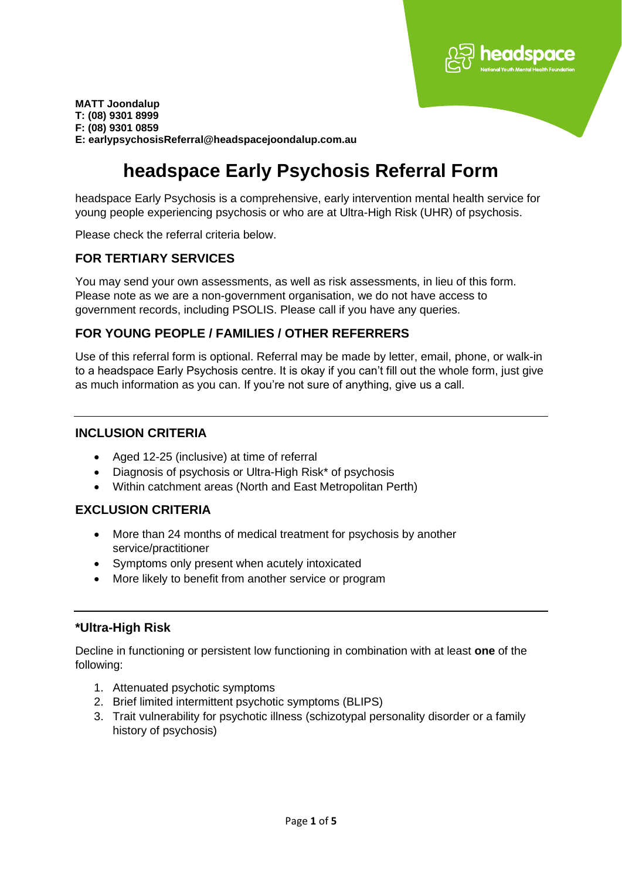**MATT Joondalup**
**T: (08) 9301 8999**
**F: (08) 9301 0859**
**E: earlypsychosisReferral@headspacejoondalup.com.au**

# headspace Early Psychosis Referral Form

headspace Early Psychosis is a comprehensive, early intervention mental health service for young people experiencing psychosis or who are at Ultra-High Risk (UHR) of psychosis.

Please check the referral criteria below.

## FOR TERTIARY SERVICES

You may send your own assessments, as well as risk assessments, in lieu of this form. Please note as we are a non-government organisation, we do not have access to government records, including PSOLIS. Please call if you have any queries.

## FOR YOUNG PEOPLE / FAMILIES / OTHER REFERRERS

Use of this referral form is optional. Referral may be made by letter, email, phone, or walk-in to a headspace Early Psychosis centre. It is okay if you can't fill out the whole form, just give as much information as you can. If you're not sure of anything, give us a call.

---

## INCLUSION CRITERIA

- Aged 12-25 (inclusive) at time of referral
- Diagnosis of psychosis or Ultra-High Risk* of psychosis
- Within catchment areas (North and East Metropolitan Perth)

## EXCLUSION CRITERIA

- More than 24 months of medical treatment for psychosis by another service/practitioner
- Symptoms only present when acutely intoxicated
- More likely to benefit from another service or program

---

## *Ultra-High Risk

Decline in functioning or persistent low functioning in combination with at least **one** of the following:

1. Attenuated psychotic symptoms
2. Brief limited intermittent psychotic symptoms (BLIPS)
3. Trait vulnerability for psychotic illness (schizotypal personality disorder or a family history of psychosis)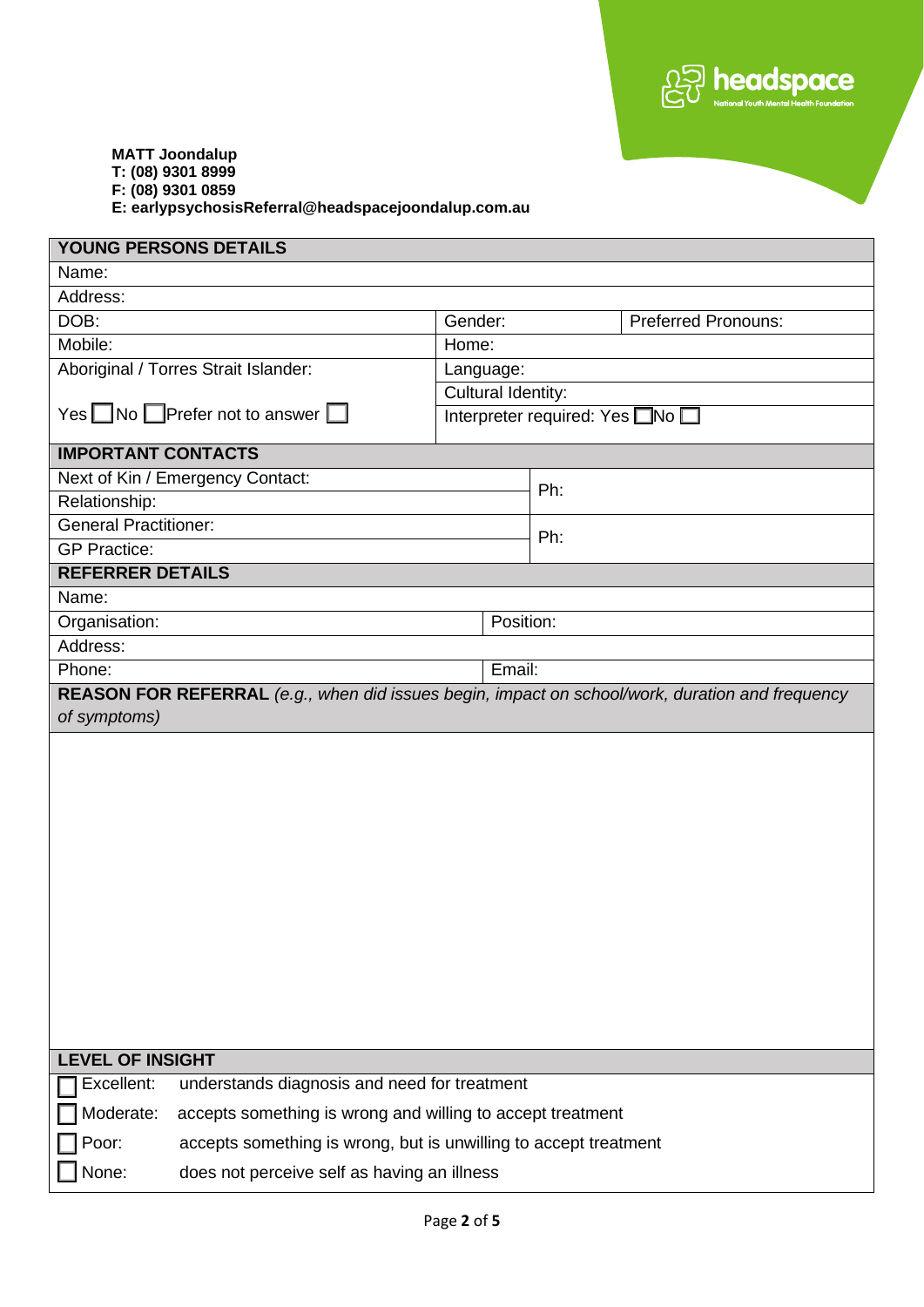**MATT Joondalup**
**T: (08) 9301 8999**
**F: (08) 9301 0859**
**E: earlypsychosisReferral@headspacejoondalup.com.au**

| **YOUNG PERSONS DETAILS** | | |
|---|---|---|
| Name: | | |
| Address: | | |
| DOB: | Gender: | Preferred Pronouns: |
| Mobile: | Home: | |
| Aboriginal / Torres Strait Islander: Yes ☐ No ☐ Prefer not to answer ☐ | Language: | |
| | Cultural Identity: | |
| | Interpreter required: Yes ☐ No ☐ | |

| **IMPORTANT CONTACTS** | |
|---|---|
| Next of Kin / Emergency Contact: | Ph: |
| Relationship: | |
| General Practitioner: | Ph: |
| GP Practice: | |

| **REFERRER DETAILS** | |
|---|---|
| Name: | |
| Organisation: | Position: |
| Address: | |
| Phone: | Email: |

**REASON FOR REFERRAL** *(e.g., when did issues begin, impact on school/work, duration and frequency of symptoms)*

**LEVEL OF INSIGHT**

- ☐ Excellent: understands diagnosis and need for treatment
- ☐ Moderate: accepts something is wrong and willing to accept treatment
- ☐ Poor: accepts something is wrong, but is unwilling to accept treatment
- ☐ None: does not perceive self as having an illness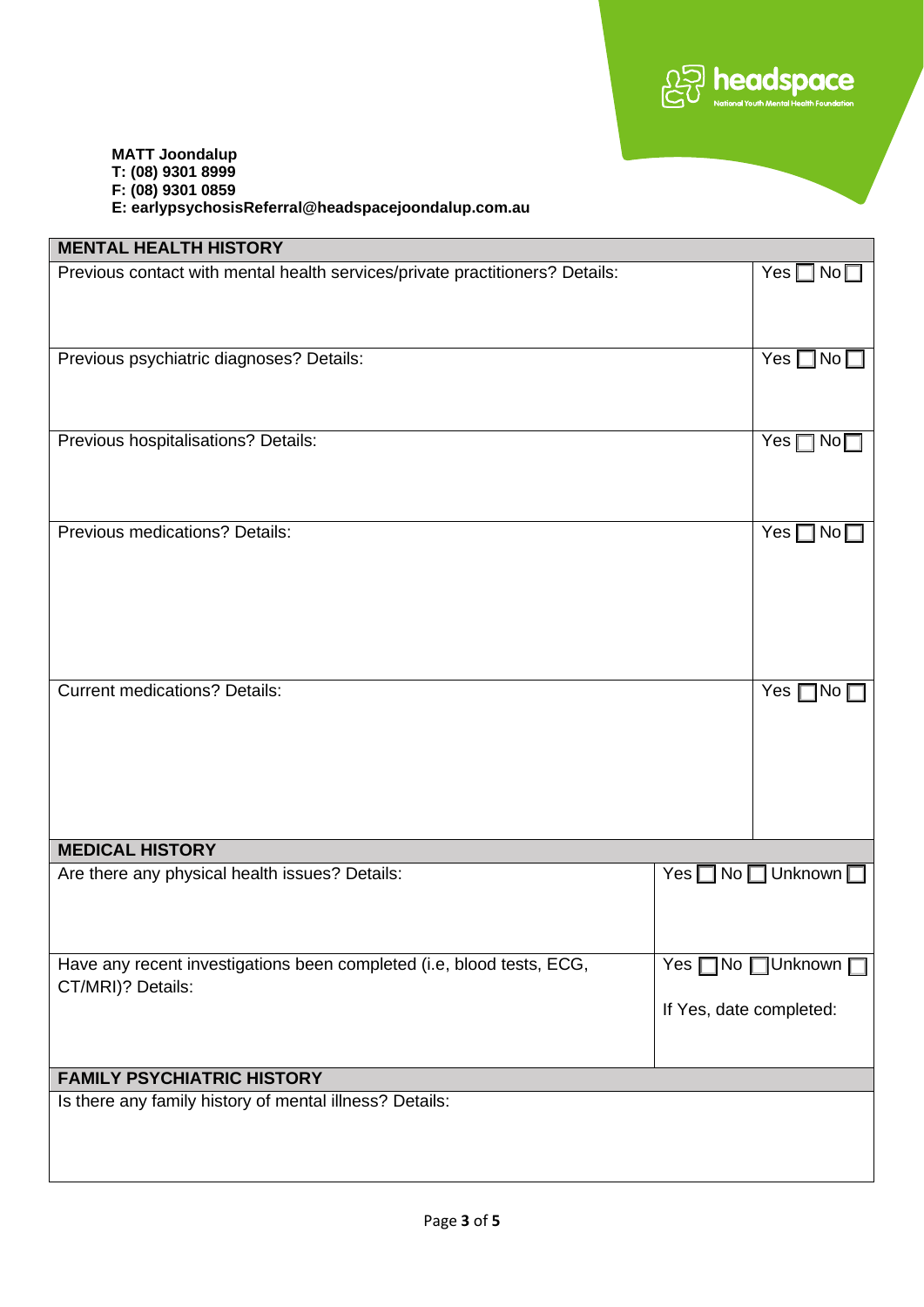**MATT Joondalup**
**T: (08) 9301 8999**
**F: (08) 9301 0859**
**E: earlypsychosisReferral@headspacejoondalup.com.au**

| **MENTAL HEALTH HISTORY** | |
|---|---|
| Previous contact with mental health services/private practitioners? Details: | Yes ☐ No ☐ |
| Previous psychiatric diagnoses? Details: | Yes ☐ No ☐ |
| Previous hospitalisations? Details: | Yes ☐ No ☐ |
| Previous medications? Details: | Yes ☐ No ☐ |
| Current medications? Details: | Yes ☐ No ☐ |

| **MEDICAL HISTORY** | |
|---|---|
| Are there any physical health issues? Details: | Yes ☐ No ☐ Unknown ☐ |
| Have any recent investigations been completed (i.e, blood tests, ECG, CT/MRI)? Details: | Yes ☐ No ☐ Unknown ☐<br><br>If Yes, date completed: |

| **FAMILY PSYCHIATRIC HISTORY** |
|---|
| Is there any family history of mental illness? Details: |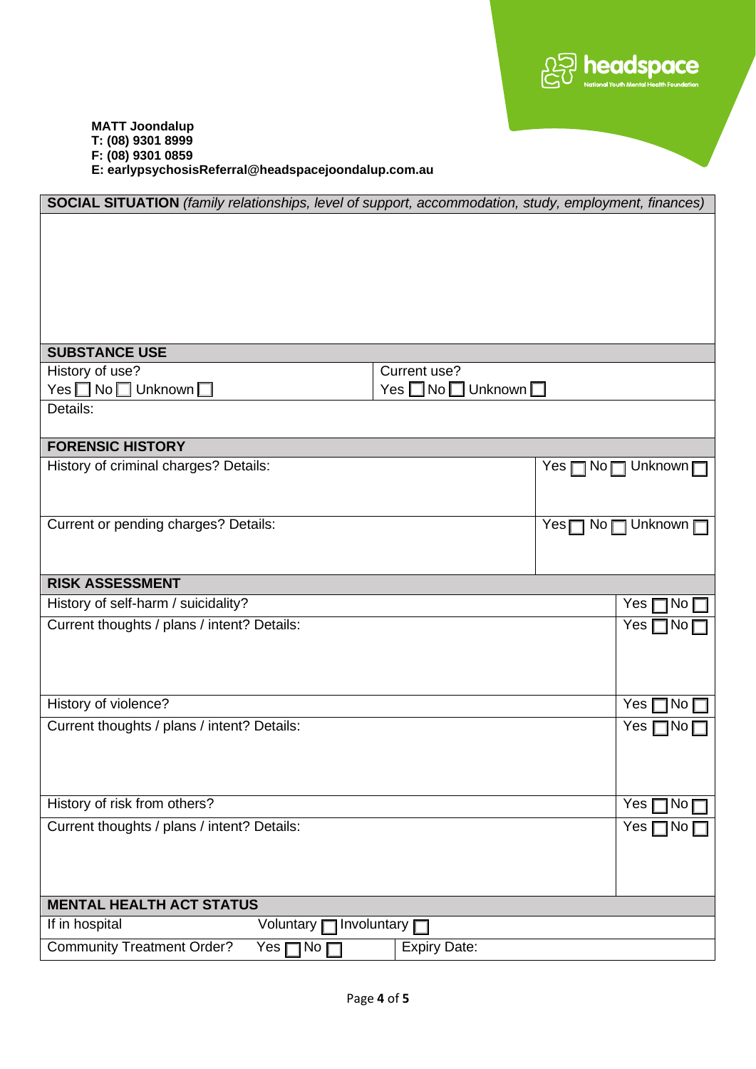**MATT Joondalup**
**T: (08) 9301 8999**
**F: (08) 9301 0859**
**E: earlypsychosisReferral@headspacejoondalup.com.au**

| **SOCIAL SITUATION** *(family relationships, level of support, accommodation, study, employment, finances)* |
|---|
| |

| **SUBSTANCE USE** | |
|---|---|
| History of use?<br>Yes ☐ No ☐ Unknown ☐ | Current use?<br>Yes ☐ No ☐ Unknown ☐ |
| Details: | |

| **FORENSIC HISTORY** | |
|---|---|
| History of criminal charges? Details: | Yes ☐ No ☐ Unknown ☐ |
| Current or pending charges? Details: | Yes ☐ No ☐ Unknown ☐ |

| **RISK ASSESSMENT** | |
|---|---|
| History of self-harm / suicidality? | Yes ☐ No ☐ |
| Current thoughts / plans / intent? Details: | Yes ☐ No ☐ |
| History of violence? | Yes ☐ No ☐ |
| Current thoughts / plans / intent? Details: | Yes ☐ No ☐ |
| History of risk from others? | Yes ☐ No ☐ |
| Current thoughts / plans / intent? Details: | Yes ☐ No ☐ |

| **MENTAL HEALTH ACT STATUS** | | |
|---|---|---|
| If in hospital | Voluntary ☐ Involuntary ☐ | |
| Community Treatment Order? | Yes ☐ No ☐ | Expiry Date: |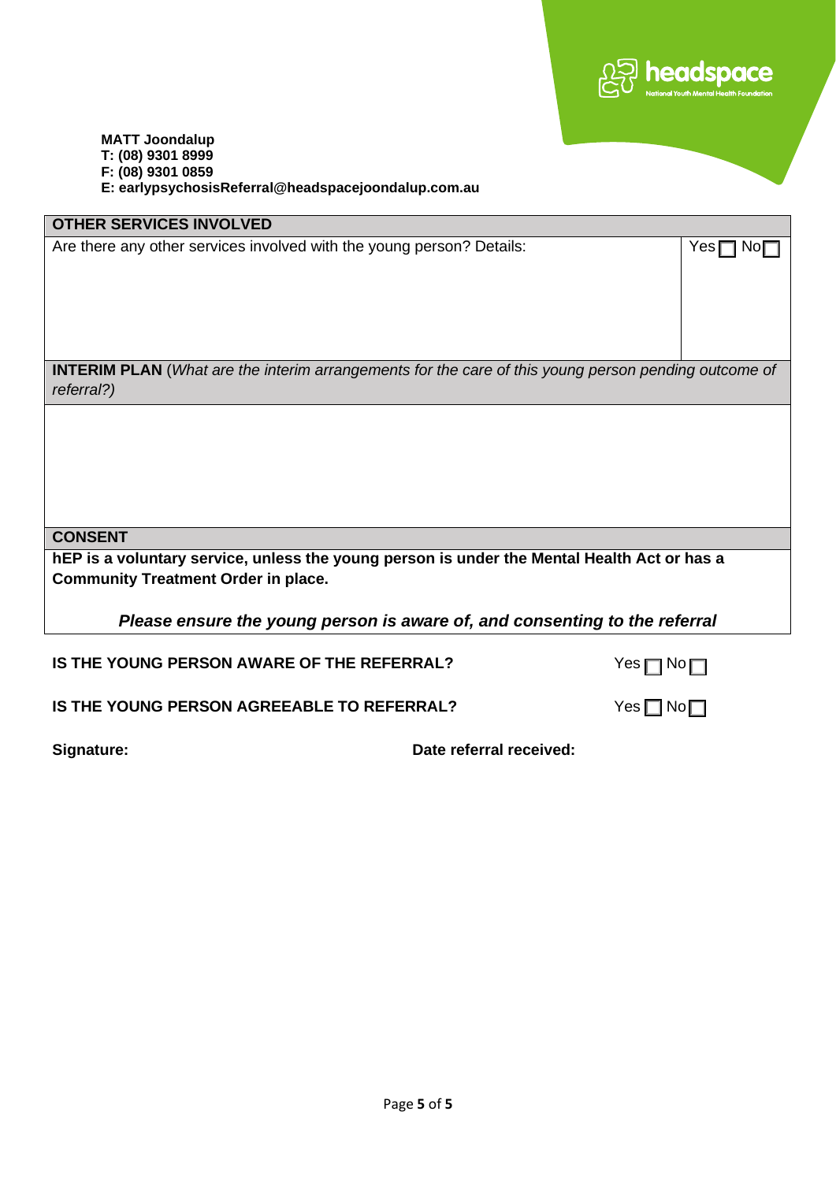**MATT Joondalup**
**T: (08) 9301 8999**
**F: (08) 9301 0859**
**E: earlypsychosisReferral@headspacejoondalup.com.au**

| **OTHER SERVICES INVOLVED** | |
|---|---|
| Are there any other services involved with the young person? Details: | Yes ☐ No ☐ |

| **INTERIM PLAN** (*What are the interim arrangements for the care of this young person pending outcome of referral?)* |
|---|
| |

| **CONSENT** |
|---|
| **hEP is a voluntary service, unless the young person is under the Mental Health Act or has a Community Treatment Order in place.** <br><br> ***Please ensure the young person is aware of, and consenting to the referral*** |

**IS THE YOUNG PERSON AWARE OF THE REFERRAL?** Yes ☐ No ☐

**IS THE YOUNG PERSON AGREEABLE TO REFERRAL?** Yes ☐ No ☐

**Signature:** **Date referral received:**